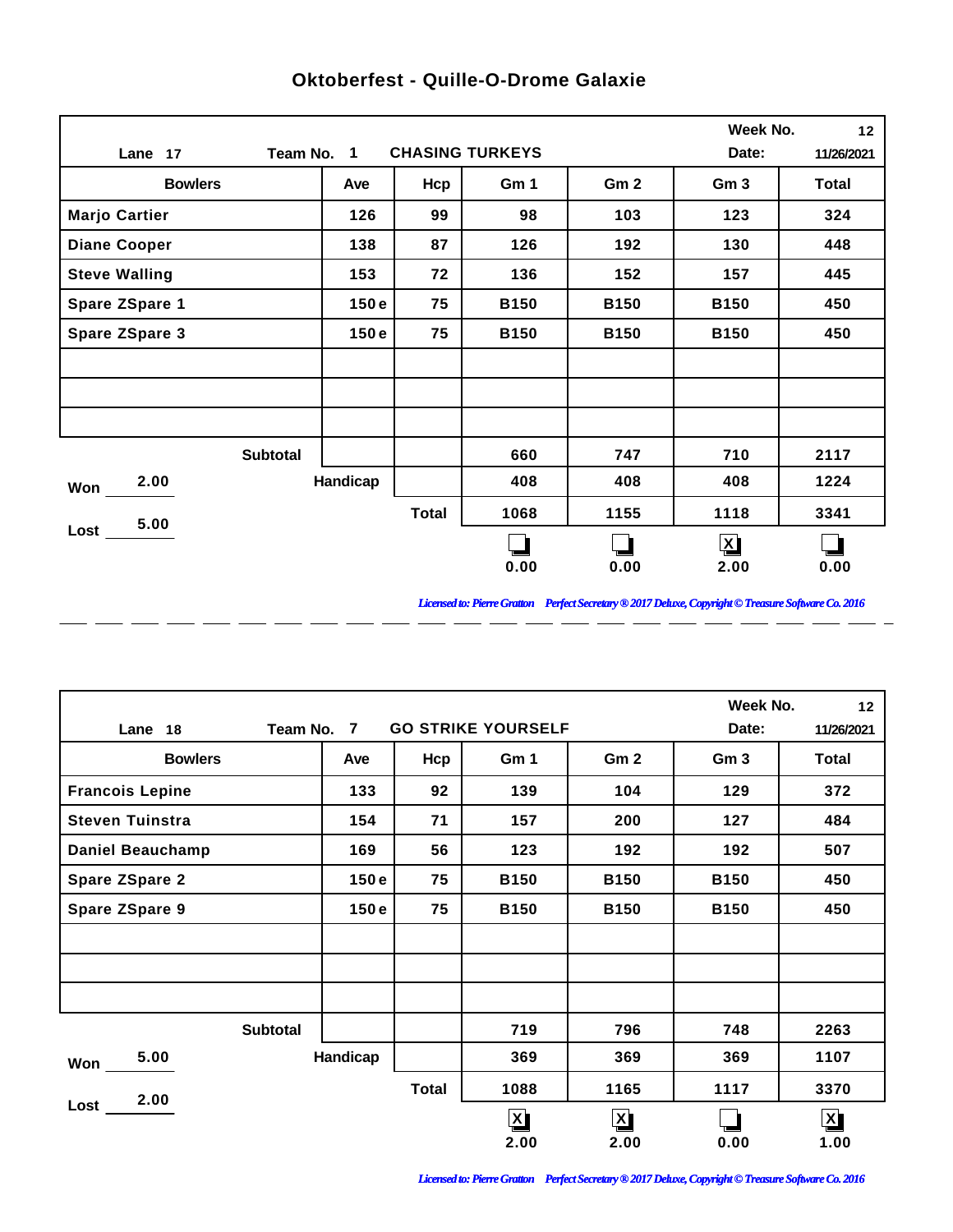# Oktoberfest - Quille-O-Drome Galaxie

| Lane 17 | Team No. 1 | CHASING TURKEYS | | Week No. 12 | Date: 11/26/2021 | |
|---|---|---|---|---|---|---|
| **Bowlers** | **Ave** | **Hcp** | **Gm 1** | **Gm 2** | **Gm 3** | **Total** |
| Marjo Cartier | 126 | 99 | 98 | 103 | 123 | 324 |
| Diane Cooper | 138 | 87 | 126 | 192 | 130 | 448 |
| Steve Walling | 153 | 72 | 136 | 152 | 157 | 445 |
| Spare ZSpare 1 | 150 e | 75 | B150 | B150 | B150 | 450 |
| Spare ZSpare 3 | 150 e | 75 | B150 | B150 | B150 | 450 |
| | | | | | | |
| | | | | | | |
| | | | | | | |
| Subtotal | | | 660 | 747 | 710 | 2117 |
| Won 2.00 | Handicap | | 408 | 408 | 408 | 1224 |
| Lost 5.00 | | Total | 1068 | 1155 | 1118 | 3341 |
| | | | ☐ 0.00 | ☐ 0.00 | ☒ 2.00 | ☐ 0.00 |

*Licensed to: Pierre Gratton Perfect Secretary ® 2017 Deluxe, Copyright © Treasure Software Co. 2016*

| Lane 18 | Team No. 7 | GO STRIKE YOURSELF | | Week No. 12 | Date: 11/26/2021 | |
|---|---|---|---|---|---|---|
| **Bowlers** | **Ave** | **Hcp** | **Gm 1** | **Gm 2** | **Gm 3** | **Total** |
| Francois Lepine | 133 | 92 | 139 | 104 | 129 | 372 |
| Steven Tuinstra | 154 | 71 | 157 | 200 | 127 | 484 |
| Daniel Beauchamp | 169 | 56 | 123 | 192 | 192 | 507 |
| Spare ZSpare 2 | 150 e | 75 | B150 | B150 | B150 | 450 |
| Spare ZSpare 9 | 150 e | 75 | B150 | B150 | B150 | 450 |
| | | | | | | |
| | | | | | | |
| | | | | | | |
| Subtotal | | | 719 | 796 | 748 | 2263 |
| Won 5.00 | Handicap | | 369 | 369 | 369 | 1107 |
| Lost 2.00 | | Total | 1088 | 1165 | 1117 | 3370 |
| | | | ☒ 2.00 | ☒ 2.00 | ☐ 0.00 | ☒ 1.00 |

*Licensed to: Pierre Gratton Perfect Secretary ® 2017 Deluxe, Copyright © Treasure Software Co. 2016*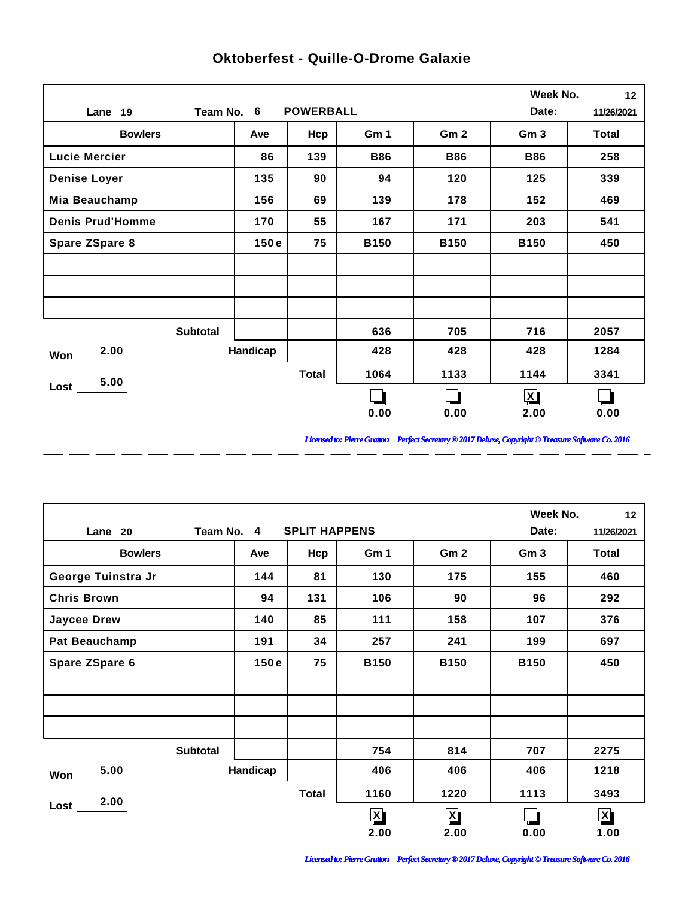# Oktoberfest - Quille-O-Drome Galaxie

| Lane 19 | Team No. 6 | POWERBALL | | | Week No. | 12 |
|---|---|---|---|---|---|---|
| | | | | | Date: | 11/26/2021 |
| **Bowlers** | **Ave** | **Hcp** | **Gm 1** | **Gm 2** | **Gm 3** | **Total** |
| Lucie Mercier | 86 | 139 | B86 | B86 | B86 | 258 |
| Denise Loyer | 135 | 90 | 94 | 120 | 125 | 339 |
| Mia Beauchamp | 156 | 69 | 139 | 178 | 152 | 469 |
| Denis Prud'Homme | 170 | 55 | 167 | 171 | 203 | 541 |
| Spare ZSpare 8 | 150 e | 75 | B150 | B150 | B150 | 450 |
| Subtotal | | | 636 | 705 | 716 | 2057 |
| Won 2.00 | Handicap | | 428 | 428 | 428 | 1284 |
| Lost 5.00 | | Total | 1064 | 1133 | 1144 | 3341 |
| | | | [ ] 0.00 | [ ] 0.00 | [X] 2.00 | [ ] 0.00 |

*Licensed to: Pierre Gratton Perfect Secretary ® 2017 Deluxe, Copyright © Treasure Software Co. 2016*

| Lane 20 | Team No. 4 | SPLIT HAPPENS | | | Week No. | 12 |
|---|---|---|---|---|---|---|
| | | | | | Date: | 11/26/2021 |
| **Bowlers** | **Ave** | **Hcp** | **Gm 1** | **Gm 2** | **Gm 3** | **Total** |
| George Tuinstra Jr | 144 | 81 | 130 | 175 | 155 | 460 |
| Chris Brown | 94 | 131 | 106 | 90 | 96 | 292 |
| Jaycee Drew | 140 | 85 | 111 | 158 | 107 | 376 |
| Pat Beauchamp | 191 | 34 | 257 | 241 | 199 | 697 |
| Spare ZSpare 6 | 150 e | 75 | B150 | B150 | B150 | 450 |
| Subtotal | | | 754 | 814 | 707 | 2275 |
| Won 5.00 | Handicap | | 406 | 406 | 406 | 1218 |
| Lost 2.00 | | Total | 1160 | 1220 | 1113 | 3493 |
| | | | [X] 2.00 | [X] 2.00 | [ ] 0.00 | [X] 1.00 |

*Licensed to: Pierre Gratton Perfect Secretary ® 2017 Deluxe, Copyright © Treasure Software Co. 2016*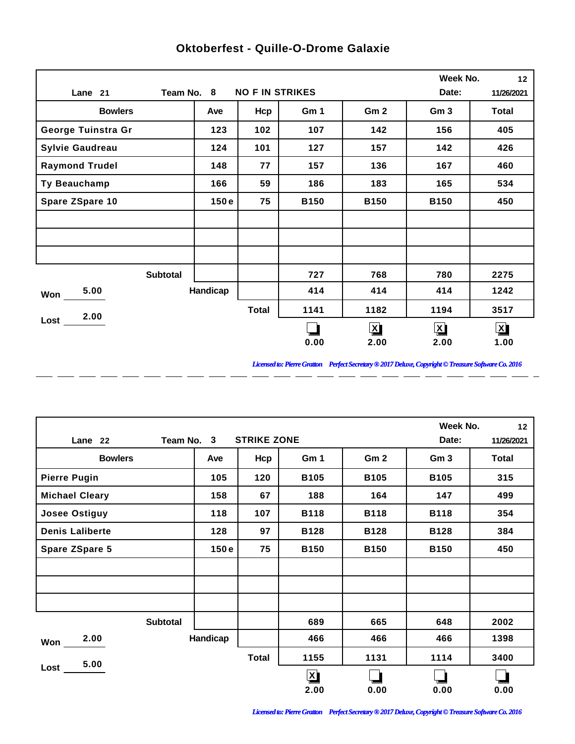## Oktoberfest - Quille-O-Drome Galaxie

| Lane 21 | Team No. 8 | NO F IN STRIKES | | | Week No. 12<br>Date: 11/26/2021 | |
|---|---|---|---|---|---|---|
| **Bowlers** | **Ave** | **Hcp** | **Gm 1** | **Gm 2** | **Gm 3** | **Total** |
| George Tuinstra Gr | 123 | 102 | 107 | 142 | 156 | 405 |
| Sylvie Gaudreau | 124 | 101 | 127 | 157 | 142 | 426 |
| Raymond Trudel | 148 | 77 | 157 | 136 | 167 | 460 |
| Ty Beauchamp | 166 | 59 | 186 | 183 | 165 | 534 |
| Spare ZSpare 10 | 150 e | 75 | B150 | B150 | B150 | 450 |
| | | | | | | |
| | | | | | | |
| | | | | | | |
| Subtotal | | | 727 | 768 | 780 | 2275 |
| Won 5.00 | Handicap | | 414 | 414 | 414 | 1242 |
| Lost 2.00 | | Total | 1141 | 1182 | 1194 | 3517 |
| | | | ☐ 0.00 | ☒ 2.00 | ☒ 2.00 | ☒ 1.00 |

*Licensed to: Pierre Gratton Perfect Secretary ® 2017 Deluxe, Copyright © Treasure Software Co. 2016*

| Lane 22 | Team No. 3 | STRIKE ZONE | | | Week No. 12<br>Date: 11/26/2021 | |
|---|---|---|---|---|---|---|
| **Bowlers** | **Ave** | **Hcp** | **Gm 1** | **Gm 2** | **Gm 3** | **Total** |
| Pierre Pugin | 105 | 120 | B105 | B105 | B105 | 315 |
| Michael Cleary | 158 | 67 | 188 | 164 | 147 | 499 |
| Josee Ostiguy | 118 | 107 | B118 | B118 | B118 | 354 |
| Denis Laliberte | 128 | 97 | B128 | B128 | B128 | 384 |
| Spare ZSpare 5 | 150 e | 75 | B150 | B150 | B150 | 450 |
| | | | | | | |
| | | | | | | |
| | | | | | | |
| Subtotal | | | 689 | 665 | 648 | 2002 |
| Won 2.00 | Handicap | | 466 | 466 | 466 | 1398 |
| Lost 5.00 | | Total | 1155 | 1131 | 1114 | 3400 |
| | | | ☒ 2.00 | ☐ 0.00 | ☐ 0.00 | ☐ 0.00 |

*Licensed to: Pierre Gratton Perfect Secretary ® 2017 Deluxe, Copyright © Treasure Software Co. 2016*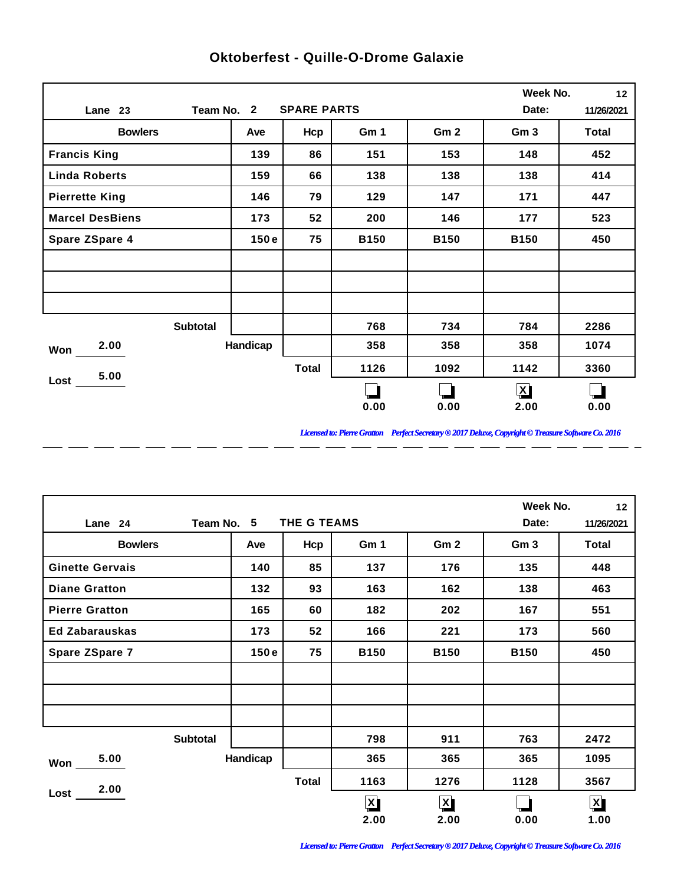# Oktoberfest - Quille-O-Drome Galaxie

Lane 23 Team No. 2 SPARE PARTS

Week No. 12
Date: 11/26/2021

| Bowlers | Ave | Hcp | Gm 1 | Gm 2 | Gm 3 | Total |
|---|---|---|---|---|---|---|
| Francis King | 139 | 86 | 151 | 153 | 148 | 452 |
| Linda Roberts | 159 | 66 | 138 | 138 | 138 | 414 |
| Pierrette King | 146 | 79 | 129 | 147 | 171 | 447 |
| Marcel DesBiens | 173 | 52 | 200 | 146 | 177 | 523 |
| Spare ZSpare 4 | 150 e | 75 | B150 | B150 | B150 | 450 |
| | | | | | | |
| | | | | | | |
| | | | | | | |
| Subtotal | | | 768 | 734 | 784 | 2286 |
| Handicap | | | 358 | 358 | 358 | 1074 |
| | | Total | 1126 | 1092 | 1142 | 3360 |
| | | | ☐ 0.00 | ☐ 0.00 | ☒ 2.00 | ☐ 0.00 |

Won 2.00

Lost 5.00

*Licensed to: Pierre Gratton Perfect Secretary ® 2017 Deluxe, Copyright © Treasure Software Co. 2016*

---

Lane 24 Team No. 5 THE G TEAMS

Week No. 12
Date: 11/26/2021

| Bowlers | Ave | Hcp | Gm 1 | Gm 2 | Gm 3 | Total |
|---|---|---|---|---|---|---|
| Ginette Gervais | 140 | 85 | 137 | 176 | 135 | 448 |
| Diane Gratton | 132 | 93 | 163 | 162 | 138 | 463 |
| Pierre Gratton | 165 | 60 | 182 | 202 | 167 | 551 |
| Ed Zabarauskas | 173 | 52 | 166 | 221 | 173 | 560 |
| Spare ZSpare 7 | 150 e | 75 | B150 | B150 | B150 | 450 |
| | | | | | | |
| | | | | | | |
| | | | | | | |
| Subtotal | | | 798 | 911 | 763 | 2472 |
| Handicap | | | 365 | 365 | 365 | 1095 |
| | | Total | 1163 | 1276 | 1128 | 3567 |
| | | | ☒ 2.00 | ☒ 2.00 | ☐ 0.00 | ☒ 1.00 |

Won 5.00

Lost 2.00

*Licensed to: Pierre Gratton Perfect Secretary ® 2017 Deluxe, Copyright © Treasure Software Co. 2016*